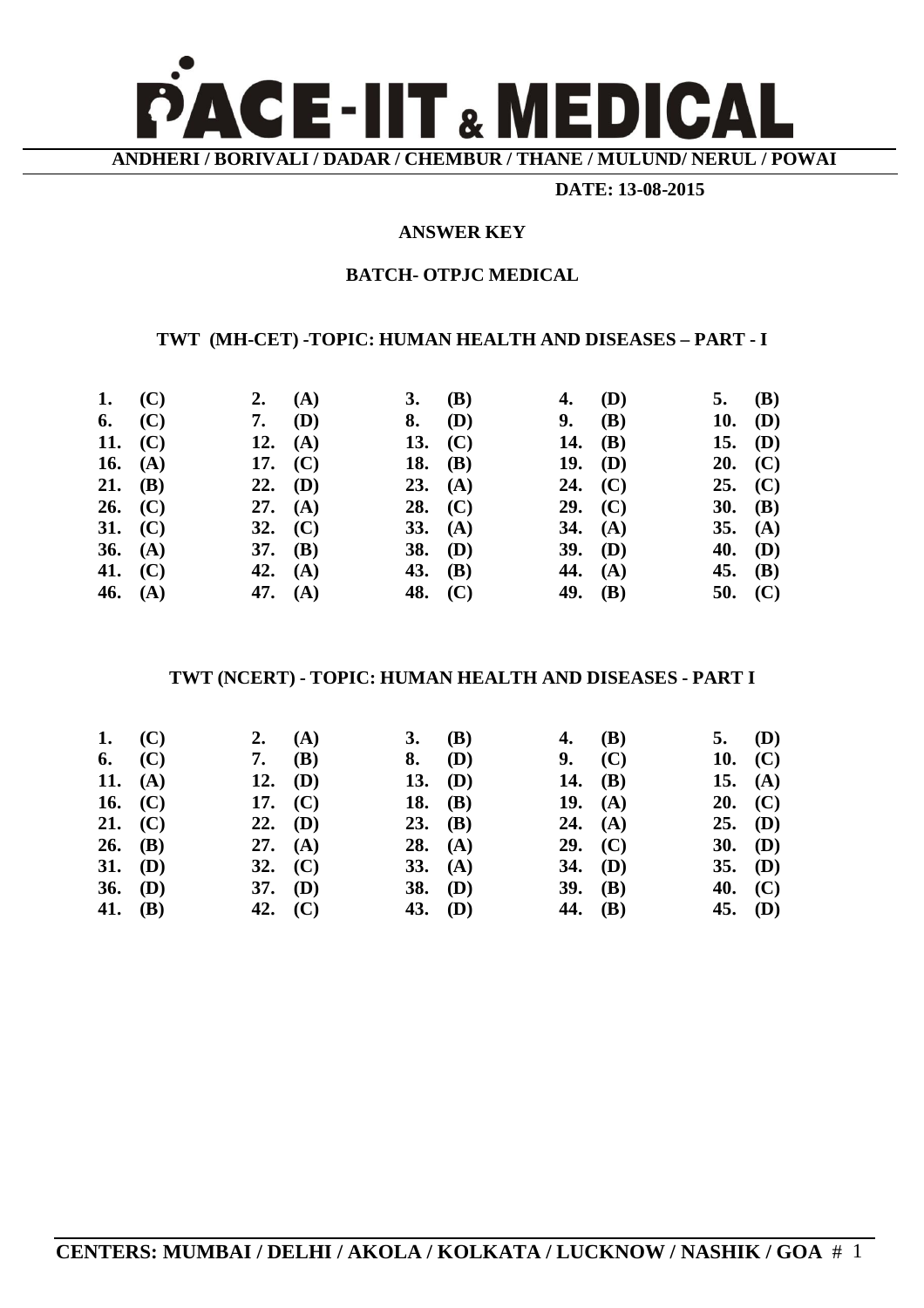# PACE-IIT & MEDICAL

**ANDHERI / BORIVALI / DADAR / CHEMBUR / THANE / MULUND/ NERUL / POWAI**

**DATE: 13-08-2015**

## ANSWER KEY

### BATCH- OTPJC MEDICAL

### TWT (MH-CET) -TOPIC: HUMAN HEALTH AND DISEASES – PART - I

| | | | | |
|---|---|---|---|---|
| 1. (C) | 2. (A) | 3. (B) | 4. (D) | 5. (B) |
| 6. (C) | 7. (D) | 8. (D) | 9. (B) | 10. (D) |
| 11. (C) | 12. (A) | 13. (C) | 14. (B) | 15. (D) |
| 16. (A) | 17. (C) | 18. (B) | 19. (D) | 20. (C) |
| 21. (B) | 22. (D) | 23. (A) | 24. (C) | 25. (C) |
| 26. (C) | 27. (A) | 28. (C) | 29. (C) | 30. (B) |
| 31. (C) | 32. (C) | 33. (A) | 34. (A) | 35. (A) |
| 36. (A) | 37. (B) | 38. (D) | 39. (D) | 40. (D) |
| 41. (C) | 42. (A) | 43. (B) | 44. (A) | 45. (B) |
| 46. (A) | 47. (A) | 48. (C) | 49. (B) | 50. (C) |

### TWT (NCERT) - TOPIC: HUMAN HEALTH AND DISEASES - PART I

| | | | | |
|---|---|---|---|---|
| 1. (C) | 2. (A) | 3. (B) | 4. (B) | 5. (D) |
| 6. (C) | 7. (B) | 8. (D) | 9. (C) | 10. (C) |
| 11. (A) | 12. (D) | 13. (D) | 14. (B) | 15. (A) |
| 16. (C) | 17. (C) | 18. (B) | 19. (A) | 20. (C) |
| 21. (C) | 22. (D) | 23. (B) | 24. (A) | 25. (D) |
| 26. (B) | 27. (A) | 28. (A) | 29. (C) | 30. (D) |
| 31. (D) | 32. (C) | 33. (A) | 34. (D) | 35. (D) |
| 36. (D) | 37. (D) | 38. (D) | 39. (B) | 40. (C) |
| 41. (B) | 42. (C) | 43. (D) | 44. (B) | 45. (D) |

**CENTERS: MUMBAI / DELHI / AKOLA / KOLKATA / LUCKNOW / NASHIK / GOA**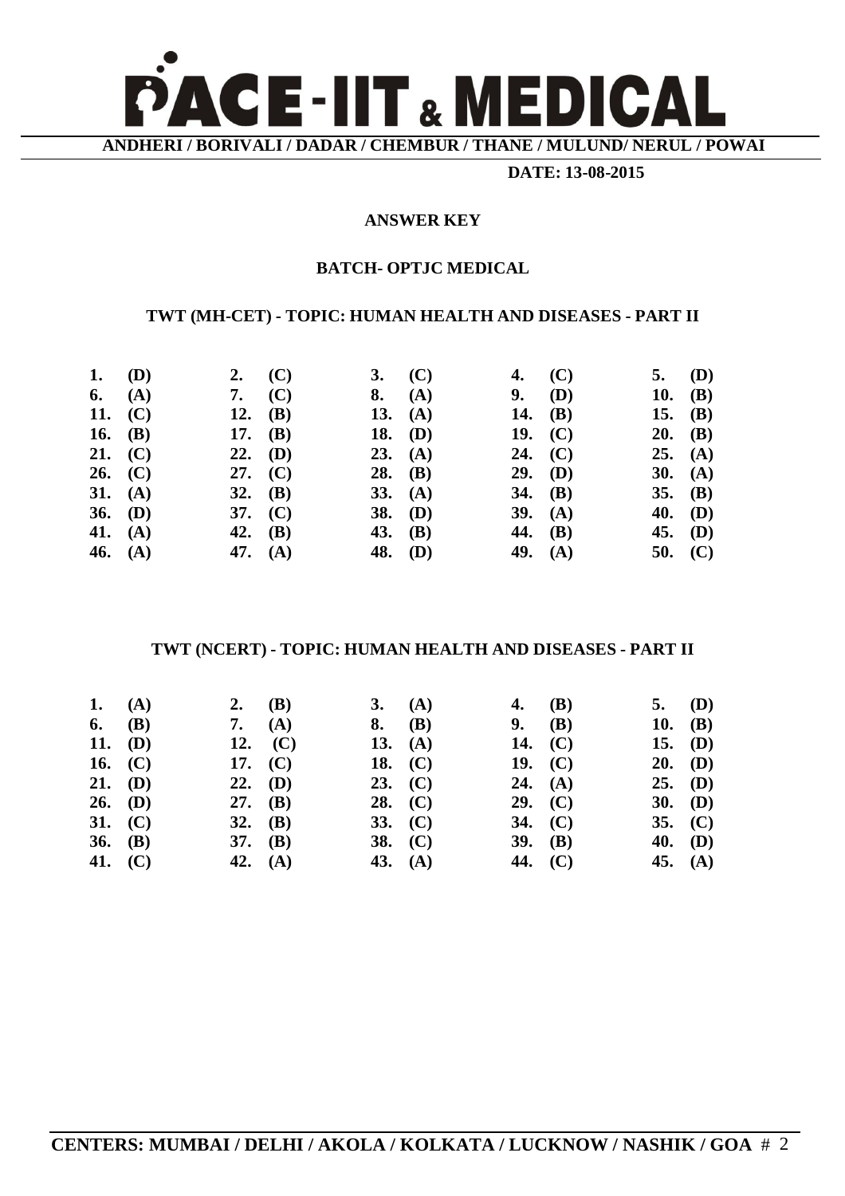# PACE-IIT & MEDICAL

**ANDHERI / BORIVALI / DADAR / CHEMBUR / THANE / MULUND/ NERUL / POWAI**

**DATE: 13-08-2015**

## ANSWER KEY

### BATCH- OPTJC MEDICAL

### TWT (MH-CET) - TOPIC: HUMAN HEALTH AND DISEASES - PART II

| | | | | | | | | | |
|---|---|---|---|---|---|---|---|---|---|
| 1. | (D) | 2. | (C) | 3. | (C) | 4. | (C) | 5. | (D) |
| 6. | (A) | 7. | (C) | 8. | (A) | 9. | (D) | 10. | (B) |
| 11. | (C) | 12. | (B) | 13. | (A) | 14. | (B) | 15. | (B) |
| 16. | (B) | 17. | (B) | 18. | (D) | 19. | (C) | 20. | (B) |
| 21. | (C) | 22. | (D) | 23. | (A) | 24. | (C) | 25. | (A) |
| 26. | (C) | 27. | (C) | 28. | (B) | 29. | (D) | 30. | (A) |
| 31. | (A) | 32. | (B) | 33. | (A) | 34. | (B) | 35. | (B) |
| 36. | (D) | 37. | (C) | 38. | (D) | 39. | (A) | 40. | (D) |
| 41. | (A) | 42. | (B) | 43. | (B) | 44. | (B) | 45. | (D) |
| 46. | (A) | 47. | (A) | 48. | (D) | 49. | (A) | 50. | (C) |

### TWT (NCERT) - TOPIC: HUMAN HEALTH AND DISEASES - PART II

| | | | | | | | | | |
|---|---|---|---|---|---|---|---|---|---|
| 1. | (A) | 2. | (B) | 3. | (A) | 4. | (B) | 5. | (D) |
| 6. | (B) | 7. | (A) | 8. | (B) | 9. | (B) | 10. | (B) |
| 11. | (D) | 12. | (C) | 13. | (A) | 14. | (C) | 15. | (D) |
| 16. | (C) | 17. | (C) | 18. | (C) | 19. | (C) | 20. | (D) |
| 21. | (D) | 22. | (D) | 23. | (C) | 24. | (A) | 25. | (D) |
| 26. | (D) | 27. | (B) | 28. | (C) | 29. | (C) | 30. | (D) |
| 31. | (C) | 32. | (B) | 33. | (C) | 34. | (C) | 35. | (C) |
| 36. | (B) | 37. | (B) | 38. | (C) | 39. | (B) | 40. | (D) |
| 41. | (C) | 42. | (A) | 43. | (A) | 44. | (C) | 45. | (A) |

**CENTERS: MUMBAI / DELHI / AKOLA / KOLKATA / LUCKNOW / NASHIK / GOA**